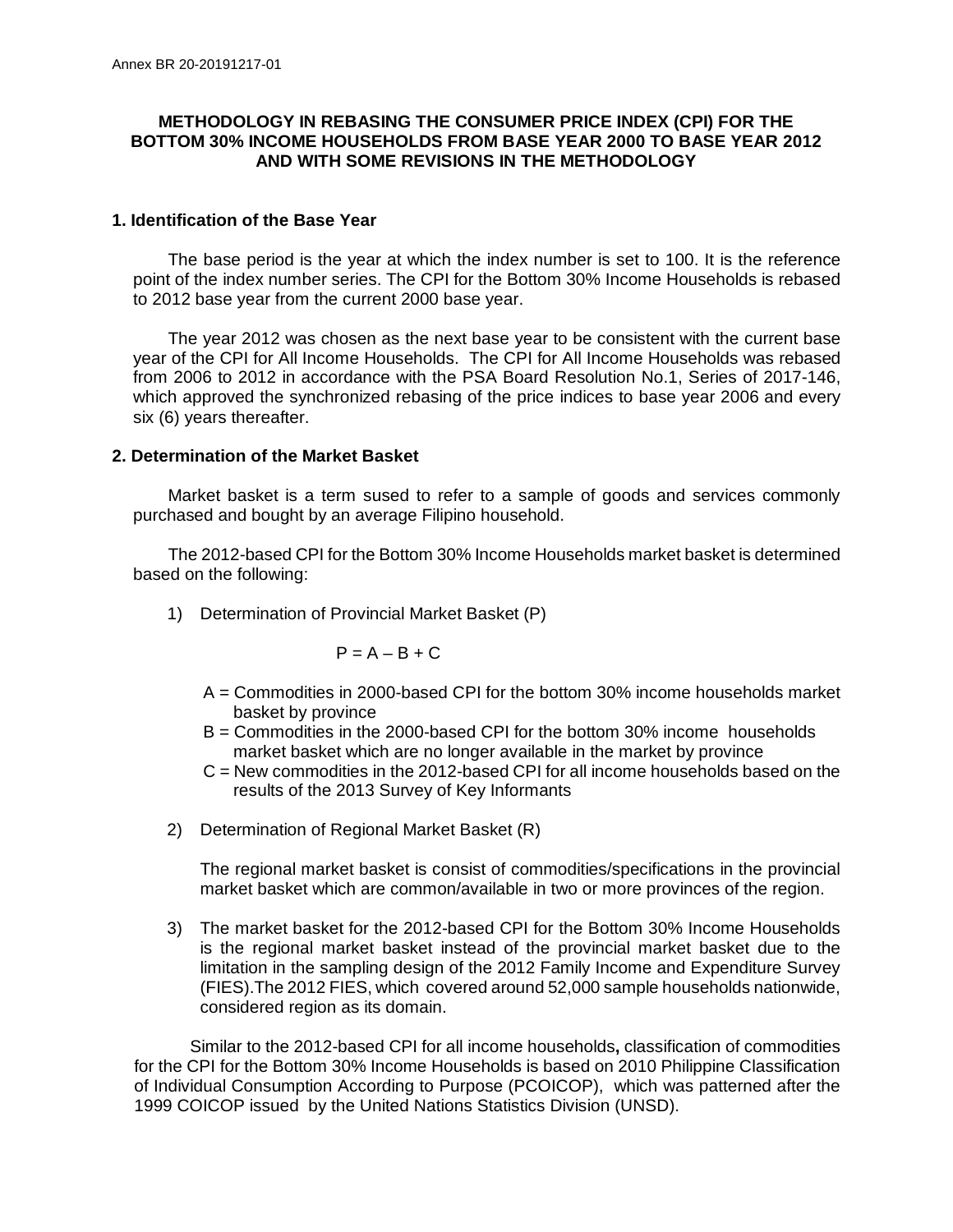Annex BR 20-20191217-01

# METHODOLOGY IN REBASING THE CONSUMER PRICE INDEX (CPI) FOR THE BOTTOM 30% INCOME HOUSEHOLDS FROM BASE YEAR 2000 TO BASE YEAR 2012 AND WITH SOME REVISIONS IN THE METHODOLOGY

## 1. Identification of the Base Year

The base period is the year at which the index number is set to 100. It is the reference point of the index number series. The CPI for the Bottom 30% Income Households is rebased to 2012 base year from the current 2000 base year.

The year 2012 was chosen as the next base year to be consistent with the current base year of the CPI for All Income Households. The CPI for All Income Households was rebased from 2006 to 2012 in accordance with the PSA Board Resolution No.1, Series of 2017-146, which approved the synchronized rebasing of the price indices to base year 2006 and every six (6) years thereafter.

## 2. Determination of the Market Basket

Market basket is a term sused to refer to a sample of goods and services commonly purchased and bought by an average Filipino household.

The 2012-based CPI for the Bottom 30% Income Households market basket is determined based on the following:

1) Determination of Provincial Market Basket (P)

$$P = A - B + C$$

A = Commodities in 2000-based CPI for the bottom 30% income households market basket by province

B = Commodities in the 2000-based CPI for the bottom 30% income households market basket which are no longer available in the market by province

C = New commodities in the 2012-based CPI for all income households based on the results of the 2013 Survey of Key Informants

2) Determination of Regional Market Basket (R)

The regional market basket is consist of commodities/specifications in the provincial market basket which are common/available in two or more provinces of the region.

3) The market basket for the 2012-based CPI for the Bottom 30% Income Households is the regional market basket instead of the provincial market basket due to the limitation in the sampling design of the 2012 Family Income and Expenditure Survey (FIES).The 2012 FIES, which covered around 52,000 sample households nationwide, considered region as its domain.

Similar to the 2012-based CPI for all income households**,** classification of commodities for the CPI for the Bottom 30% Income Households is based on 2010 Philippine Classification of Individual Consumption According to Purpose (PCOICOP), which was patterned after the 1999 COICOP issued by the United Nations Statistics Division (UNSD).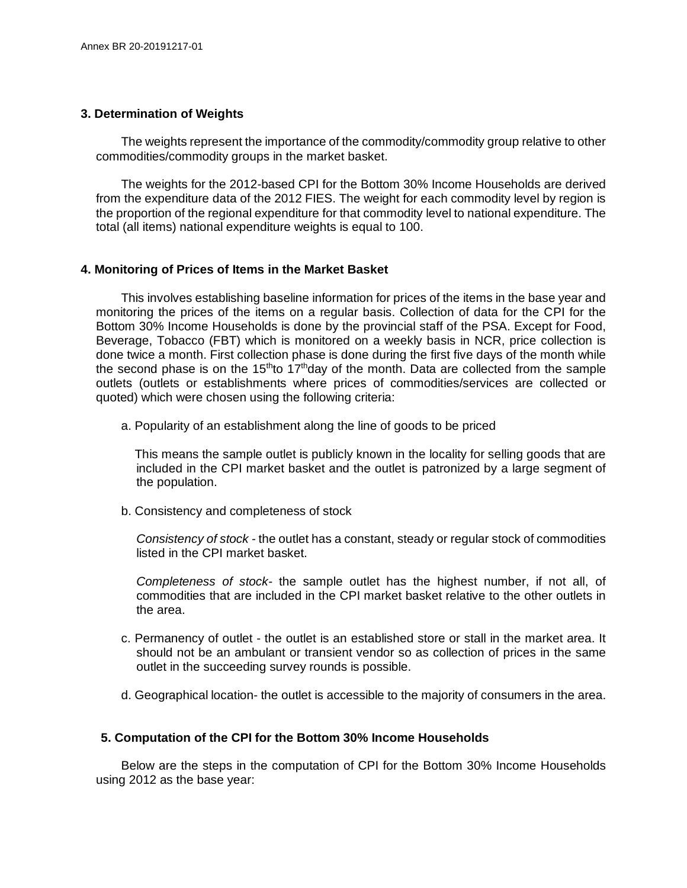### 3. Determination of Weights

The weights represent the importance of the commodity/commodity group relative to other commodities/commodity groups in the market basket.

The weights for the 2012-based CPI for the Bottom 30% Income Households are derived from the expenditure data of the 2012 FIES. The weight for each commodity level by region is the proportion of the regional expenditure for that commodity level to national expenditure. The total (all items) national expenditure weights is equal to 100.

### 4. Monitoring of Prices of Items in the Market Basket

This involves establishing baseline information for prices of the items in the base year and monitoring the prices of the items on a regular basis. Collection of data for the CPI for the Bottom 30% Income Households is done by the provincial staff of the PSA. Except for Food, Beverage, Tobacco (FBT) which is monitored on a weekly basis in NCR, price collection is done twice a month. First collection phase is done during the first five days of the month while the second phase is on the 15th to 17th day of the month. Data are collected from the sample outlets (outlets or establishments where prices of commodities/services are collected or quoted) which were chosen using the following criteria:

a. Popularity of an establishment along the line of goods to be priced

This means the sample outlet is publicly known in the locality for selling goods that are included in the CPI market basket and the outlet is patronized by a large segment of the population.

b. Consistency and completeness of stock

*Consistency of stock* - the outlet has a constant, steady or regular stock of commodities listed in the CPI market basket.

*Completeness of stock*- the sample outlet has the highest number, if not all, of commodities that are included in the CPI market basket relative to the other outlets in the area.

c. Permanency of outlet - the outlet is an established store or stall in the market area. It should not be an ambulant or transient vendor so as collection of prices in the same outlet in the succeeding survey rounds is possible.

d. Geographical location- the outlet is accessible to the majority of consumers in the area.

### 5. Computation of the CPI for the Bottom 30% Income Households

Below are the steps in the computation of CPI for the Bottom 30% Income Households using 2012 as the base year: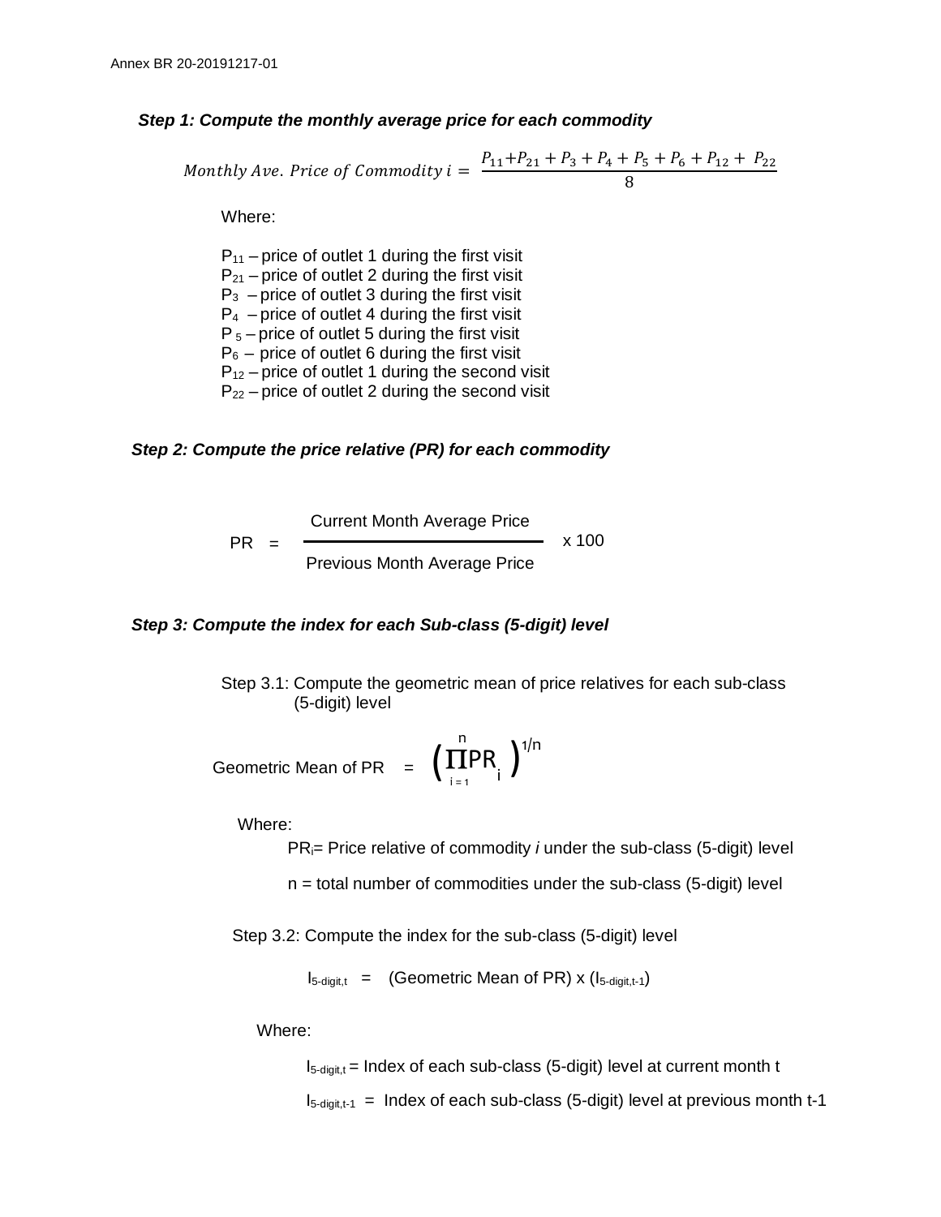***Step 1: Compute the monthly average price for each commodity***

$$Monthly\ Ave.\ Price\ of\ Commodity\ i = \frac{P_{11} + P_{21} + P_3 + P_4 + P_5 + P_6 + P_{12} + P_{22}}{8}$$

Where:

$P_{11}$ – price of outlet 1 during the first visit
$P_{21}$ – price of outlet 2 during the first visit
$P_3$ – price of outlet 3 during the first visit
$P_4$ – price of outlet 4 during the first visit
$P_5$ – price of outlet 5 during the first visit
$P_6$ – price of outlet 6 during the first visit
$P_{12}$ – price of outlet 1 during the second visit
$P_{22}$ – price of outlet 2 during the second visit

***Step 2: Compute the price relative (PR) for each commodity***

$$PR = \frac{\text{Current Month Average Price}}{\text{Previous Month Average Price}} \times 100$$

***Step 3: Compute the index for each Sub-class (5-digit) level***

Step 3.1: Compute the geometric mean of price relatives for each sub-class (5-digit) level

$$\text{Geometric Mean of PR} = \left(\prod_{i=1}^{n} PR_i\right)^{1/n}$$

Where:

$PR_i$ = Price relative of commodity *i* under the sub-class (5-digit) level

n = total number of commodities under the sub-class (5-digit) level

Step 3.2: Compute the index for the sub-class (5-digit) level

$$I_{5\text{-digit},t} = (\text{Geometric Mean of PR}) \times (I_{5\text{-digit},t-1})$$

Where:

$I_{5\text{-digit},t}$ = Index of each sub-class (5-digit) level at current month t

$I_{5\text{-digit},t-1}$ = Index of each sub-class (5-digit) level at previous month t-1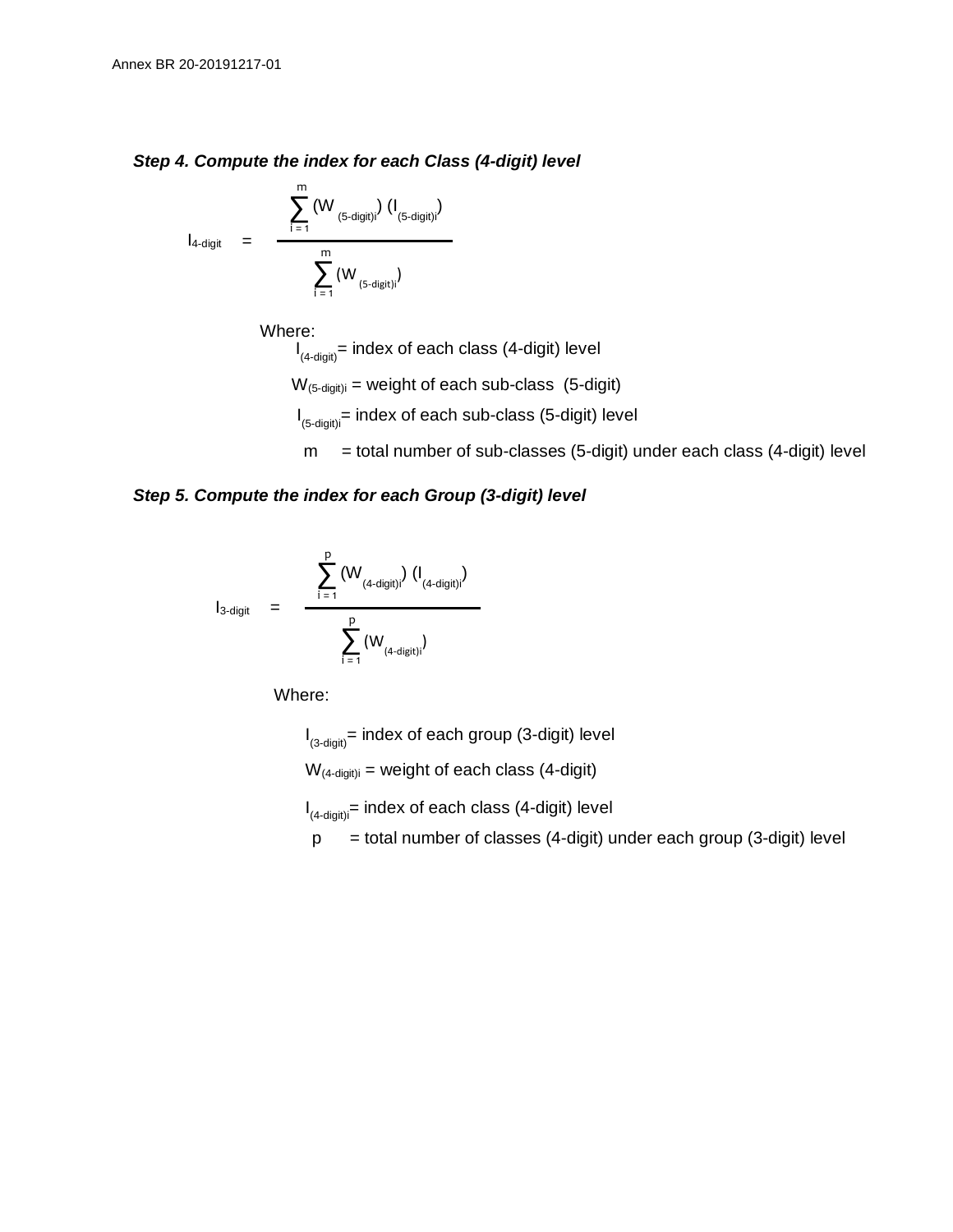***Step 4. Compute the index for each Class (4-digit) level***

$$I_{4\text{-digit}} = \frac{\sum_{i=1}^{m} (W_{(5\text{-digit})i})(I_{(5\text{-digit})i})}{\sum_{i=1}^{m} (W_{(5\text{-digit})i})}$$

Where:

$I_{(4\text{-digit})}$ = index of each class (4-digit) level

$W_{(5\text{-digit})i}$ = weight of each sub-class (5-digit)

$I_{(5\text{-digit})i}$ = index of each sub-class (5-digit) level

$m$ = total number of sub-classes (5-digit) under each class (4-digit) level

***Step 5. Compute the index for each Group (3-digit) level***

$$I_{3\text{-digit}} = \frac{\sum_{i=1}^{p} (W_{(4\text{-digit})i})(I_{(4\text{-digit})i})}{\sum_{i=1}^{p} (W_{(4\text{-digit})i})}$$

Where:

$I_{(3\text{-digit})}$ = index of each group (3-digit) level

$W_{(4\text{-digit})i}$ = weight of each class (4-digit)

$I_{(4\text{-digit})i}$ = index of each class (4-digit) level

$p$ = total number of classes (4-digit) under each group (3-digit) level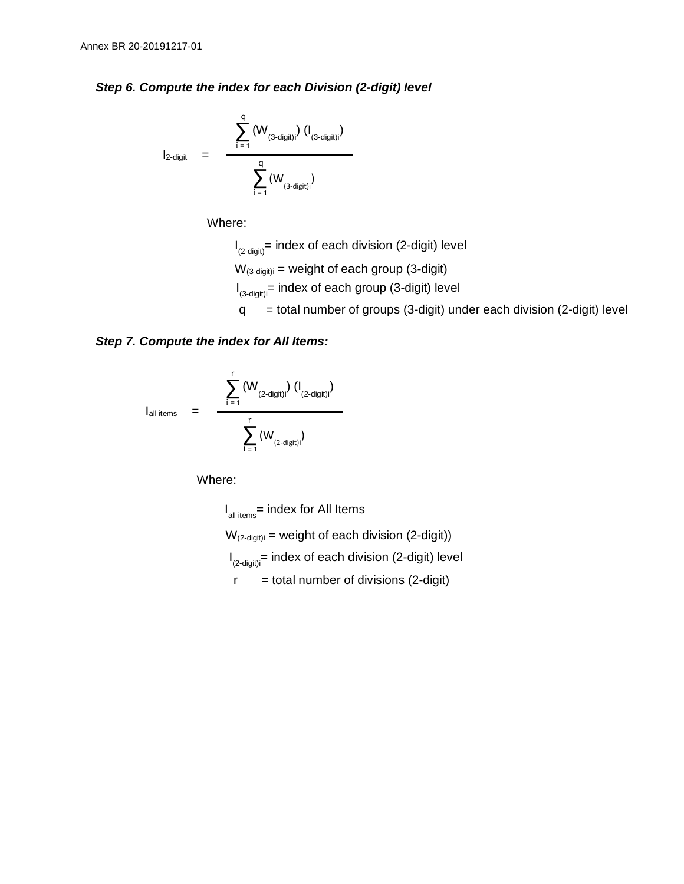***Step 6. Compute the index for each Division (2-digit) level***

$$I_{2\text{-digit}} = \frac{\sum_{i=1}^{q} (W_{(3\text{-digit})i})\,(I_{(3\text{-digit})i})}{\sum_{i=1}^{q} (W_{(3\text{-digit})i})}$$

Where:

$I_{(2\text{-digit})}$ = index of each division (2-digit) level

$W_{(3\text{-digit})i}$ = weight of each group (3-digit)

$I_{(3\text{-digit})i}$ = index of each group (3-digit) level

$q$ = total number of groups (3-digit) under each division (2-digit) level

***Step 7. Compute the index for All Items:***

$$I_{\text{all items}} = \frac{\sum_{i=1}^{r} (W_{(2\text{-digit})i})\,(I_{(2\text{-digit})i})}{\sum_{i=1}^{r} (W_{(2\text{-digit})i})}$$

Where:

$I_{\text{all items}}$ = index for All Items

$W_{(2\text{-digit})i}$ = weight of each division (2-digit))

$I_{(2\text{-digit})i}$ = index of each division (2-digit) level

$r$ = total number of divisions (2-digit)